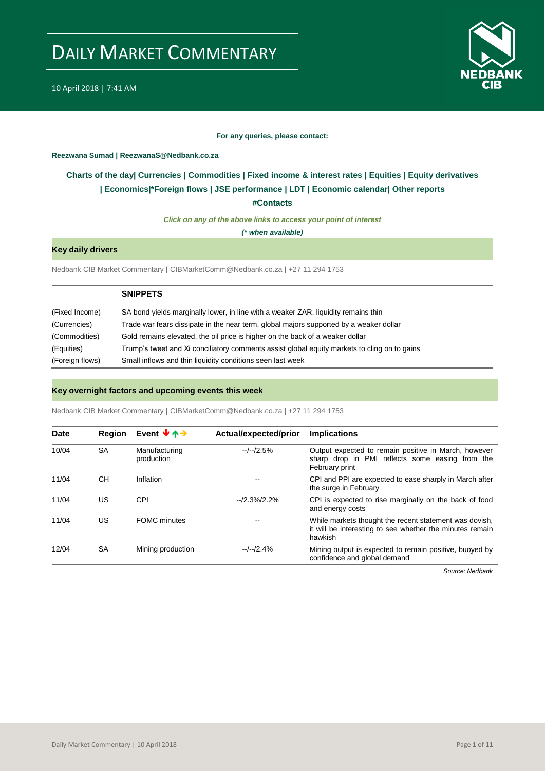# DAILY MARKET COMMENTARY

10 April 2018 | 7:41 AM

**For any queries, please contact:**

**Reezwana Sumad | ReezwanaS@Nedbank.co.za**

**Charts of the day| Currencies | Commodities | Fixed income & interest rates | Equities | Equity derivatives | Economics|*Foreign flows | JSE performance | LDT | Economic calendar| Other reports**

**#Contacts**

***Click on any of the above links to access your point of interest***

***(* when available)***

## Key daily drivers

Nedbank CIB Market Commentary | CIBMarketComm@Nedbank.co.za | +27 11 294 1753

| | SNIPPETS |
|---|---|
| (Fixed Income) | SA bond yields marginally lower, in line with a weaker ZAR, liquidity remains thin |
| (Currencies) | Trade war fears dissipate in the near term, global majors supported by a weaker dollar |
| (Commodities) | Gold remains elevated, the oil price is higher on the back of a weaker dollar |
| (Equities) | Trump's tweet and Xi conciliatory comments assist global equity markets to cling on to gains |
| (Foreign flows) | Small inflows and thin liquidity conditions seen last week |

## Key overnight factors and upcoming events this week

Nedbank CIB Market Commentary | CIBMarketComm@Nedbank.co.za | +27 11 294 1753

| Date | Region | Event ↓↑→ | Actual/expected/prior | Implications |
|---|---|---|---|---|
| 10/04 | SA | Manufacturing production | --/--/2.5% | Output expected to remain positive in March, however sharp drop in PMI reflects some easing from the February print |
| 11/04 | CH | Inflation | -- | CPI and PPI are expected to ease sharply in March after the surge in February |
| 11/04 | US | CPI | --/2.3%/2.2% | CPI is expected to rise marginally on the back of food and energy costs |
| 11/04 | US | FOMC minutes | -- | While markets thought the recent statement was dovish, it will be interesting to see whether the minutes remain hawkish |
| 12/04 | SA | Mining production | --/--/2.4% | Mining output is expected to remain positive, buoyed by confidence and global demand |

*Source: Nedbank*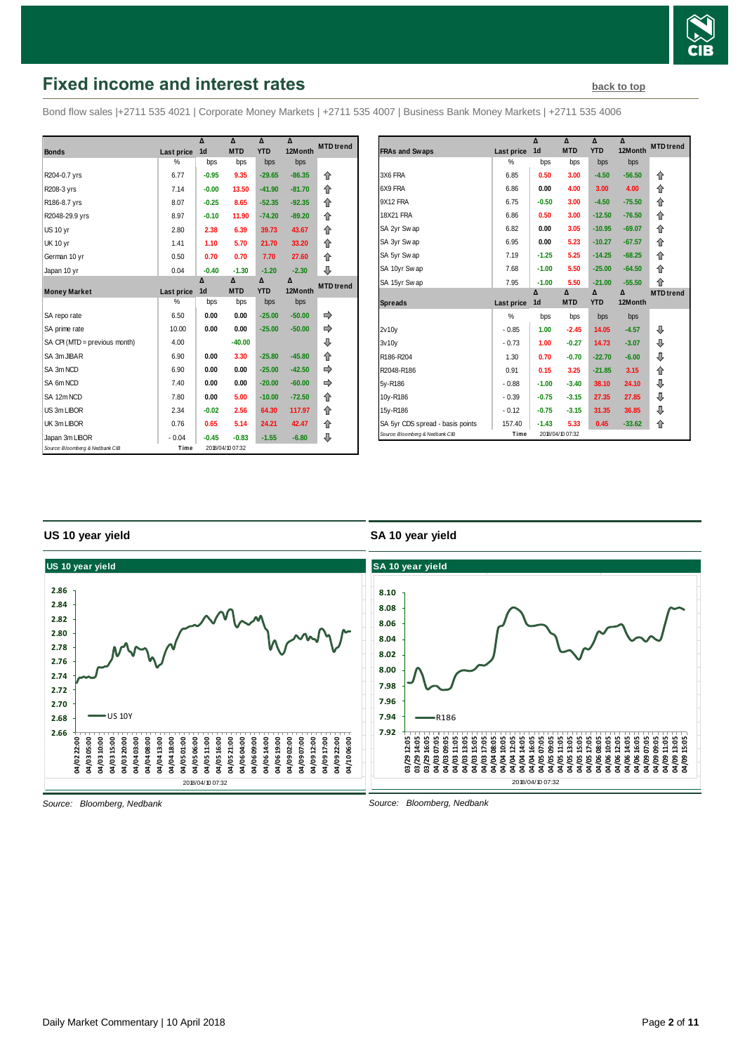# Fixed income and interest rates

back to top

Bond flow sales |+2711 535 4021 | Corporate Money Markets | +2711 535 4007 | Business Bank Money Markets | +2711 535 4006

| Bonds | Last price | Δ 1d | Δ MTD | Δ YTD | Δ 12Month | MTD trend |
|---|---|---|---|---|---|---|
| | % | bps | bps | bps | bps | |
| R204-0.7 yrs | 6.77 | -0.95 | 9.35 | -29.65 | -86.35 | ⇧ |
| R208-3 yrs | 7.14 | -0.00 | 13.50 | -41.90 | -81.70 | ⇧ |
| R186-8.7 yrs | 8.07 | -0.25 | 8.65 | -52.35 | -92.35 | ⇧ |
| R2048-29.9 yrs | 8.97 | -0.10 | 11.90 | -74.20 | -89.20 | ⇧ |
| US 10 yr | 2.80 | 2.38 | 6.39 | 39.73 | 43.67 | ⇧ |
| UK 10 yr | 1.41 | 1.10 | 5.70 | 21.70 | 33.20 | ⇧ |
| German 10 yr | 0.50 | 0.70 | 0.70 | 7.70 | 27.60 | ⇧ |
| Japan 10 yr | 0.04 | -0.40 | -1.30 | -1.20 | -2.30 | ⇩ |
| **Money Market** | **Last price** | **Δ 1d** | **Δ MTD** | **Δ YTD** | **Δ 12Month** | **MTD trend** |
| | % | bps | bps | bps | bps | |
| SA repo rate | 6.50 | 0.00 | 0.00 | -25.00 | -50.00 | ⇨ |
| SA prime rate | 10.00 | 0.00 | 0.00 | -25.00 | -50.00 | ⇨ |
| SA CPI (MTD = previous month) | 4.00 | | -40.00 | | | ⇩ |
| SA 3m JIBAR | 6.90 | 0.00 | 3.30 | -25.80 | -45.80 | ⇧ |
| SA 3m NCD | 6.90 | 0.00 | 0.00 | -25.00 | -42.50 | ⇨ |
| SA 6m NCD | 7.40 | 0.00 | 0.00 | -20.00 | -60.00 | ⇨ |
| SA 12m NCD | 7.80 | 0.00 | 5.00 | -10.00 | -72.50 | ⇧ |
| US 3m LIBOR | 2.34 | -0.02 | 2.56 | 64.30 | 117.97 | ⇧ |
| UK 3m LIBOR | 0.76 | 0.65 | 5.14 | 24.21 | 42.47 | ⇧ |
| Japan 3m LIBOR | -0.04 | -0.45 | -0.83 | -1.55 | -6.80 | ⇩ |

Source: Bloomberg & Nedbank CIB — Time 2018/04/10 07:32

| FRAs and Swaps | Last price | Δ 1d | Δ MTD | Δ YTD | Δ 12Month | MTD trend |
|---|---|---|---|---|---|---|
| | % | bps | bps | bps | bps | |
| 3X6 FRA | 6.85 | 0.50 | 3.00 | -4.50 | -56.50 | ⇧ |
| 6X9 FRA | 6.86 | 0.00 | 4.00 | 3.00 | 4.00 | ⇧ |
| 9X12 FRA | 6.75 | -0.50 | 3.00 | -4.50 | -75.50 | ⇧ |
| 18X21 FRA | 6.86 | 0.50 | 3.00 | -12.50 | -76.50 | ⇧ |
| SA 2yr Swap | 6.82 | 0.00 | 3.05 | -10.95 | -69.07 | ⇧ |
| SA 3yr Swap | 6.95 | 0.00 | 5.23 | -10.27 | -67.57 | ⇧ |
| SA 5yr Swap | 7.19 | -1.25 | 5.25 | -14.25 | -68.25 | ⇧ |
| SA 10yr Swap | 7.68 | -1.00 | 5.50 | -25.00 | -64.50 | ⇧ |
| SA 15yr Swap | 7.95 | -1.00 | 5.50 | -21.00 | -55.50 | ⇧ |
| **Spreads** | **Last price** | **Δ 1d** | **Δ MTD** | **Δ YTD** | **Δ 12Month** | **MTD trend** |
| | % | bps | bps | bps | bps | |
| 2v10y | -0.85 | 1.00 | -2.45 | 14.05 | -4.57 | ⇩ |
| 3v10y | -0.73 | 1.00 | -0.27 | 14.73 | -3.07 | ⇩ |
| R186-R204 | 1.30 | 0.70 | -0.70 | -22.70 | -6.00 | ⇩ |
| R2048-R186 | 0.91 | 0.15 | 3.25 | -21.85 | 3.15 | ⇧ |
| 5y-R186 | -0.88 | -1.00 | -3.40 | 38.10 | 24.10 | ⇩ |
| 10y-R186 | -0.39 | -0.75 | -3.15 | 27.35 | 27.85 | ⇩ |
| 15y-R186 | -0.12 | -0.75 | -3.15 | 31.35 | 36.85 | ⇩ |
| SA 5yr CDS spread - basis points | 157.40 | -1.43 | 5.33 | 0.45 | -33.62 | ⇧ |

Source: Bloomberg & Nedbank CIB — Time 2018/04/10 07:32

## US 10 year yield

Source: Bloomberg, Nedbank

## SA 10 year yield

Source: Bloomberg, Nedbank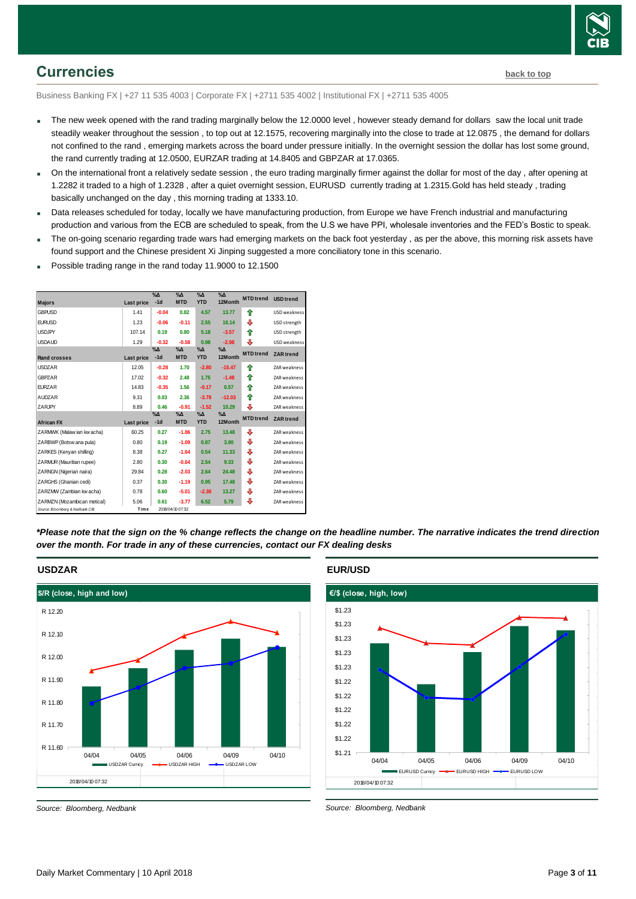## Currencies

back to top

Business Banking FX | +27 11 535 4003 | Corporate FX | +2711 535 4002 | Institutional FX | +2711 535 4005

- The new week opened with the rand trading marginally below the 12.0000 level , however steady demand for dollars saw the local unit trade steadily weaker throughout the session , to top out at 12.1575, recovering marginally into the close to trade at 12.0875 , the demand for dollars not confined to the rand , emerging markets across the board under pressure initially. In the overnight session the dollar has lost some ground, the rand currently trading at 12.0500, EURZAR trading at 14.8405 and GBPZAR at 17.0365.
- On the international front a relatively sedate session , the euro trading marginally firmer against the dollar for most of the day , after opening at 1.2282 it traded to a high of 1.2328 , after a quiet overnight session, EURUSD currently trading at 1.2315.Gold has held steady , trading basically unchanged on the day , this morning trading at 1333.10.
- Data releases scheduled for today, locally we have manufacturing production, from Europe we have French industrial and manufacturing production and various from the ECB are scheduled to speak, from the U.S we have PPI, wholesale inventories and the FED's Bostic to speak.
- The on-going scenario regarding trade wars had emerging markets on the back foot yesterday , as per the above, this morning risk assets have found support and the Chinese president Xi Jinping suggested a more conciliatory tone in this scenario.
- Possible trading range in the rand today 11.9000 to 12.1500

| Majors | Last price | %Δ -1d | %Δ MTD | %Δ YTD | %Δ 12Month | MTD trend | USD trend |
|---|---|---|---|---|---|---|---|
| GBPUSD | 1.41 | -0.04 | 0.82 | 4.57 | 13.77 | ⇧ | USD weakness |
| EURUSD | 1.23 | -0.06 | -0.11 | 2.55 | 16.14 | ⇩ | USD strength |
| USDJPY | 107.14 | 0.19 | 0.80 | 5.18 | -3.57 | ⇧ | USD strength |
| USDAUD | 1.29 | -0.32 | -0.58 | 0.98 | -2.98 | ⇩ | USD weakness |
| **Rand crosses** | **Last price** | **%Δ -1d** | **%Δ MTD** | **%Δ YTD** | **%Δ 12Month** | **MTD trend** | **ZAR trend** |
| USDZAR | 12.05 | -0.28 | 1.70 | -2.80 | -15.47 | ⇧ | ZAR weakness |
| GBPZAR | 17.02 | -0.32 | 2.48 | 1.75 | -1.48 | ⇧ | ZAR weakness |
| EURZAR | 14.83 | -0.35 | 1.56 | -0.17 | 0.57 | ⇧ | ZAR weakness |
| AUDZAR | 9.31 | 0.03 | 2.36 | -3.78 | -12.03 | ⇧ | ZAR weakness |
| ZARJPY | 8.89 | 0.46 | -0.91 | -1.52 | 10.29 | ⇩ | ZAR weakness |
| **African FX** | **Last price** | **%Δ -1d** | **%Δ MTD** | **%Δ YTD** | **%Δ 12Month** | **MTD trend** | **ZAR trend** |
| ZARMWK (Malawian kwacha) | 60.25 | 0.27 | -1.86 | 2.75 | 13.48 | ⇩ | ZAR weakness |
| ZARBWP (Botswana pula) | 0.80 | 0.19 | -1.09 | 0.87 | 3.90 | ⇩ | ZAR weakness |
| ZARKES (Kenyan shilling) | 8.38 | 0.27 | -1.64 | 0.54 | 11.33 | ⇩ | ZAR weakness |
| ZARMUR (Mauritian rupee) | 2.80 | 0.30 | -0.64 | 2.54 | 9.33 | ⇩ | ZAR weakness |
| ZARNGN (Nigerian naira) | 29.84 | 0.28 | -2.03 | 2.64 | 24.48 | ⇩ | ZAR weakness |
| ZARGHS (Ghanian cedi) | 0.37 | 0.30 | -1.19 | 0.95 | 17.48 | ⇩ | ZAR weakness |
| ZARZMW (Zambian kwacha) | 0.78 | 0.60 | -5.01 | -2.38 | 13.27 | ⇩ | ZAR weakness |
| ZARMZN (Mozambican metical) | 5.06 | 0.61 | -3.77 | 6.52 | 5.79 | ⇩ | ZAR weakness |

Source: Bloomberg & Nedbank CIB    Time 2018/04/10 07:32

***Please note that the sign on the % change reflects the change on the headline number. The narrative indicates the trend direction over the month. For trade in any of these currencies, contact our FX dealing desks***

### USDZAR

$/R (close, high and low)

Source: Bloomberg, Nedbank

### EUR/USD

€/$ (close, high, low)

Source: Bloomberg, Nedbank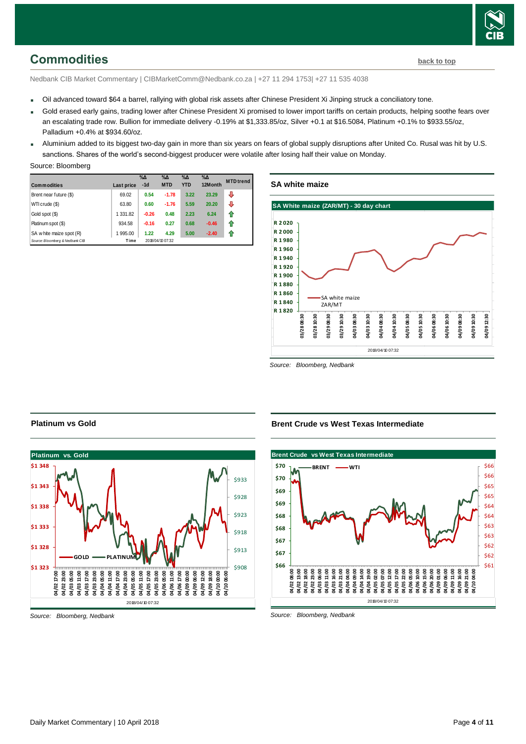## Commodities

back to top

Nedbank CIB Market Commentary | CIBMarketComm@Nedbank.co.za | +27 11 294 1753| +27 11 535 4038

- Oil advanced toward $64 a barrel, rallying with global risk assets after Chinese President Xi Jinping struck a conciliatory tone.
- Gold erased early gains, trading lower after Chinese President Xi promised to lower import tariffs on certain products, helping soothe fears over an escalating trade row. Bullion for immediate delivery -0.19% at $1,333.85/oz, Silver +0.1 at $16.5084, Platinum +0.1% to $933.55/oz, Palladium +0.4% at $934.60/oz.
- Aluminium added to its biggest two-day gain in more than six years on fears of global supply disruptions after United Co. Rusal was hit by U.S. sanctions. Shares of the world's second-biggest producer were volatile after losing half their value on Monday.

Source: Bloomberg

| Commodities | Last price | %Δ -1d | %Δ MTD | %Δ YTD | %Δ 12Month | MTD trend |
|---|---|---|---|---|---|---|
| Brent near future ($) | 69.02 | 0.54 | -1.78 | 3.22 | 23.29 | ⇩ |
| WTI crude ($) | 63.80 | 0.60 | -1.76 | 5.59 | 20.20 | ⇩ |
| Gold spot ($) | 1 331.82 | -0.26 | 0.48 | 2.23 | 6.24 | ⇧ |
| Platinum spot ($) | 934.58 | -0.16 | 0.27 | 0.68 | -0.46 | ⇧ |
| SA white maize spot (R) | 1 995.00 | 1.22 | 4.29 | 5.00 | -2.40 | ⇧ |
| Source: Bloomberg & Nedbank CIB | Time | 2018/04/10 07:32 | | | | |

### SA white maize

Source: Bloomberg, Nedbank

### Platinum vs Gold

Source: Bloomberg, Nedbank

### Brent Crude vs West Texas Intermediate

Source: Bloomberg, Nedbank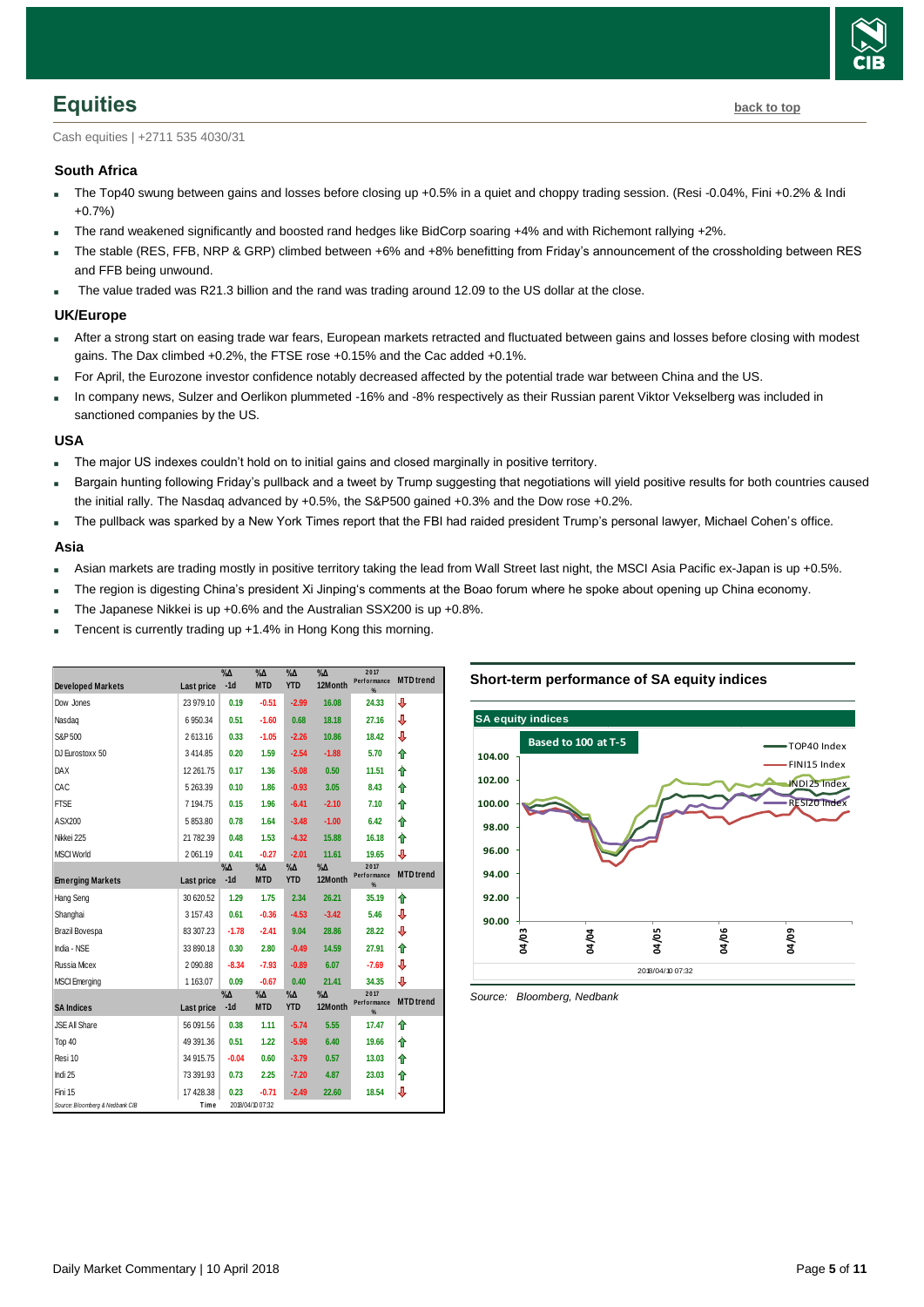## Equities

back to top

Cash equities | +2711 535 4030/31

### South Africa

- The Top40 swung between gains and losses before closing up +0.5% in a quiet and choppy trading session. (Resi -0.04%, Fini +0.2% & Indi +0.7%)
- The rand weakened significantly and boosted rand hedges like BidCorp soaring +4% and with Richemont rallying +2%.
- The stable (RES, FFB, NRP & GRP) climbed between +6% and +8% benefitting from Friday's announcement of the crossholding between RES and FFB being unwound.
- The value traded was R21.3 billion and the rand was trading around 12.09 to the US dollar at the close.

### UK/Europe

- After a strong start on easing trade war fears, European markets retracted and fluctuated between gains and losses before closing with modest gains. The Dax climbed +0.2%, the FTSE rose +0.15% and the Cac added +0.1%.
- For April, the Eurozone investor confidence notably decreased affected by the potential trade war between China and the US.
- In company news, Sulzer and Oerlikon plummeted -16% and -8% respectively as their Russian parent Viktor Vekselberg was included in sanctioned companies by the US.

### USA

- The major US indexes couldn't hold on to initial gains and closed marginally in positive territory.
- Bargain hunting following Friday's pullback and a tweet by Trump suggesting that negotiations will yield positive results for both countries caused the initial rally. The Nasdaq advanced by +0.5%, the S&P500 gained +0.3% and the Dow rose +0.2%.
- The pullback was sparked by a New York Times report that the FBI had raided president Trump's personal lawyer, Michael Cohen's office.

### Asia

- Asian markets are trading mostly in positive territory taking the lead from Wall Street last night, the MSCI Asia Pacific ex-Japan is up +0.5%.
- The region is digesting China's president Xi Jinping's comments at the Boao forum where he spoke about opening up China economy.
- The Japanese Nikkei is up +0.6% and the Australian SSX200 is up +0.8%.
- Tencent is currently trading up +1.4% in Hong Kong this morning.

| Developed Markets | Last price | %Δ -1d | %Δ MTD | %Δ YTD | %Δ 12Month | 2017 Performance % | MTD trend |
|---|---|---|---|---|---|---|---|
| Dow Jones | 23 979.10 | 0.19 | -0.51 | -2.99 | 16.08 | 24.33 | ⇩ |
| Nasdaq | 6 950.34 | 0.51 | -1.60 | 0.68 | 18.18 | 27.16 | ⇩ |
| S&P 500 | 2 613.16 | 0.33 | -1.05 | -2.26 | 10.86 | 18.42 | ⇩ |
| DJ Eurostoxx 50 | 3 414.85 | 0.20 | 1.59 | -2.54 | -1.88 | 5.70 | ⇧ |
| DAX | 12 261.75 | 0.17 | 1.36 | -5.08 | 0.50 | 11.51 | ⇧ |
| CAC | 5 263.39 | 0.10 | 1.86 | -0.93 | 3.05 | 8.43 | ⇧ |
| FTSE | 7 194.75 | 0.15 | 1.96 | -6.41 | -2.10 | 7.10 | ⇧ |
| ASX200 | 5 853.80 | 0.78 | 1.64 | -3.48 | -1.00 | 6.42 | ⇧ |
| Nikkei 225 | 21 782.39 | 0.48 | 1.53 | -4.32 | 15.88 | 16.18 | ⇧ |
| MSCI World | 2 061.19 | 0.41 | -0.27 | -2.01 | 11.61 | 19.65 | ⇩ |
| **Emerging Markets** | **Last price** | **%Δ -1d** | **%Δ MTD** | **%Δ YTD** | **%Δ 12Month** | **2017 Performance %** | **MTD trend** |
| Hang Seng | 30 620.52 | 1.29 | 1.75 | 2.34 | 26.21 | 35.19 | ⇧ |
| Shanghai | 3 157.43 | 0.61 | -0.36 | -4.53 | -3.42 | 5.46 | ⇩ |
| Brazil Bovespa | 83 307.23 | -1.78 | -2.41 | 9.04 | 28.86 | 28.22 | ⇩ |
| India - NSE | 33 890.18 | 0.30 | 2.80 | -0.49 | 14.59 | 27.91 | ⇧ |
| Russia Micex | 2 090.88 | -8.34 | -7.93 | -0.89 | 6.07 | -7.69 | ⇩ |
| MSCI Emerging | 1 163.07 | 0.09 | -0.67 | 0.40 | 21.41 | 34.35 | ⇩ |
| **SA Indices** | **Last price** | **%Δ -1d** | **%Δ MTD** | **%Δ YTD** | **%Δ 12Month** | **2017 Performance %** | **MTD trend** |
| JSE All Share | 56 091.56 | 0.38 | 1.11 | -5.74 | 5.55 | 17.47 | ⇧ |
| Top 40 | 49 391.36 | 0.51 | 1.22 | -5.98 | 6.40 | 19.66 | ⇧ |
| Resi 10 | 34 915.75 | -0.04 | 0.60 | -3.79 | 0.57 | 13.03 | ⇧ |
| Indi 25 | 73 391.93 | 0.73 | 2.25 | -7.20 | 4.87 | 23.03 | ⇧ |
| Fini 15 | 17 428.38 | 0.23 | -0.71 | -2.49 | 22.60 | 18.54 | ⇩ |

*Source: Bloomberg & Nedbank CIB* Time 2018/04/10 07:32

### Short-term performance of SA equity indices

SA equity indices — Based to 100 at T-5 (TOP40 Index, FINI15 Index, INDI25 Index, RESI20 Index); 2018/04/10 07:32

*Source: Bloomberg, Nedbank*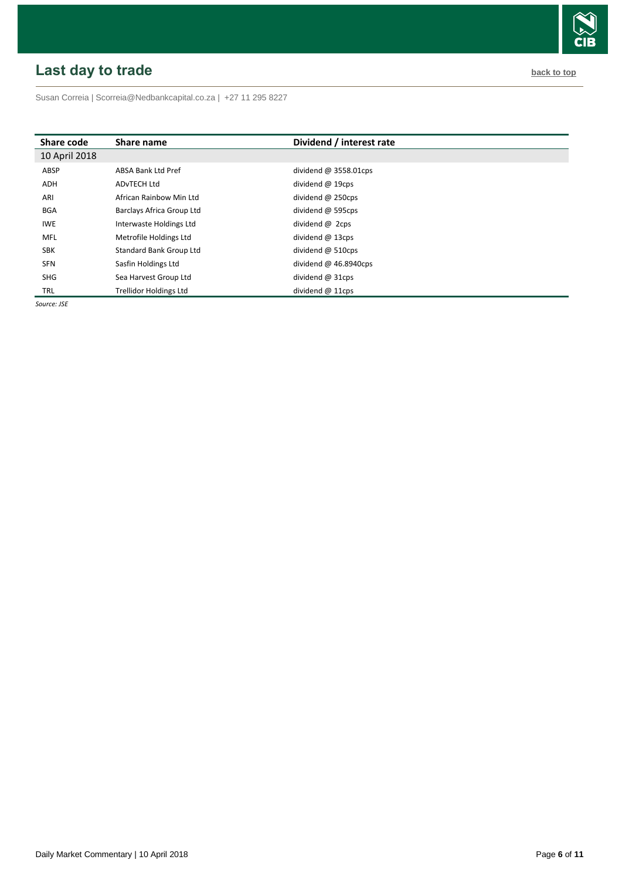## Last day to trade

back to top

Susan Correia | Scorreia@Nedbankcapital.co.za | +27 11 295 8227

| Share code | Share name | Dividend / interest rate |
|---|---|---|
| 10 April 2018 | | |
| ABSP | ABSA Bank Ltd Pref | dividend @ 3558.01cps |
| ADH | ADvTECH Ltd | dividend @ 19cps |
| ARI | African Rainbow Min Ltd | dividend @ 250cps |
| BGA | Barclays Africa Group Ltd | dividend @ 595cps |
| IWE | Interwaste Holdings Ltd | dividend @ 2cps |
| MFL | Metrofile Holdings Ltd | dividend @ 13cps |
| SBK | Standard Bank Group Ltd | dividend @ 510cps |
| SFN | Sasfin Holdings Ltd | dividend @ 46.8940cps |
| SHG | Sea Harvest Group Ltd | dividend @ 31cps |
| TRL | Trellidor Holdings Ltd | dividend @ 11cps |

*Source: JSE*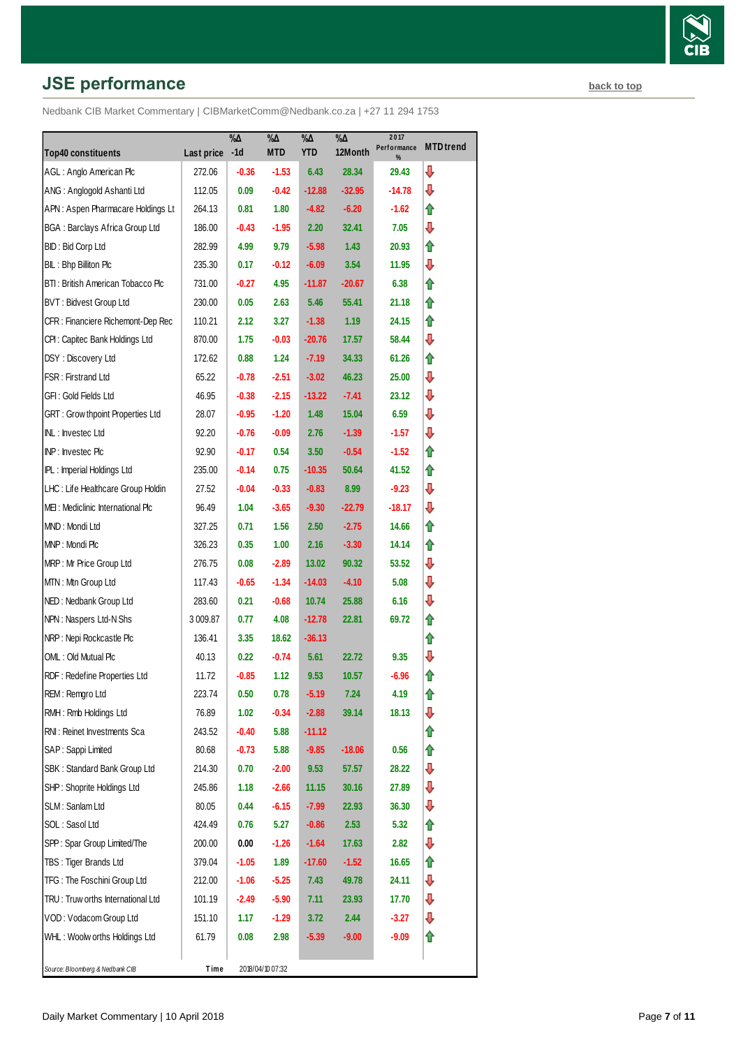## JSE performance

back to top

Nedbank CIB Market Commentary | CIBMarketComm@Nedbank.co.za | +27 11 294 1753

| Top40 constituents | Last price | %Δ -1d | %Δ MTD | %Δ YTD | %Δ 12Month | 2017 Performance % | MTD trend |
|---|---|---|---|---|---|---|---|
| AGL : Anglo American Plc | 272.06 | -0.36 | -1.53 | 6.43 | 28.34 | 29.43 | ⇩ |
| ANG : Anglogold Ashanti Ltd | 112.05 | 0.09 | -0.42 | -12.88 | -32.95 | -14.78 | ⇩ |
| APN : Aspen Pharmacare Holdings Lt | 264.13 | 0.81 | 1.80 | -4.82 | -6.20 | -1.62 | ⇧ |
| BGA : Barclays Africa Group Ltd | 186.00 | -0.43 | -1.95 | 2.20 | 32.41 | 7.05 | ⇩ |
| BID : Bid Corp Ltd | 282.99 | 4.99 | 9.79 | -5.98 | 1.43 | 20.93 | ⇧ |
| BIL : Bhp Billiton Plc | 235.30 | 0.17 | -0.12 | -6.09 | 3.54 | 11.95 | ⇩ |
| BTI : British American Tobacco Plc | 731.00 | -0.27 | 4.95 | -11.87 | -20.67 | 6.38 | ⇧ |
| BVT : Bidvest Group Ltd | 230.00 | 0.05 | 2.63 | 5.46 | 55.41 | 21.18 | ⇧ |
| CFR : Financiere Richemont-Dep Rec | 110.21 | 2.12 | 3.27 | -1.38 | 1.19 | 24.15 | ⇧ |
| CPI : Capitec Bank Holdings Ltd | 870.00 | 1.75 | -0.03 | -20.76 | 17.57 | 58.44 | ⇩ |
| DSY : Discovery Ltd | 172.62 | 0.88 | 1.24 | -7.19 | 34.33 | 61.26 | ⇧ |
| FSR : Firstrand Ltd | 65.22 | -0.78 | -2.51 | -3.02 | 46.23 | 25.00 | ⇩ |
| GFI : Gold Fields Ltd | 46.95 | -0.38 | -2.15 | -13.22 | -7.41 | 23.12 | ⇩ |
| GRT : Growthpoint Properties Ltd | 28.07 | -0.95 | -1.20 | 1.48 | 15.04 | 6.59 | ⇩ |
| INL : Investec Ltd | 92.20 | -0.76 | -0.09 | 2.76 | -1.39 | -1.57 | ⇩ |
| INP : Investec Plc | 92.90 | -0.17 | 0.54 | 3.50 | -0.54 | -1.52 | ⇧ |
| IPL : Imperial Holdings Ltd | 235.00 | -0.14 | 0.75 | -10.35 | 50.64 | 41.52 | ⇧ |
| LHC : Life Healthcare Group Holdin | 27.52 | -0.04 | -0.33 | -0.83 | 8.99 | -9.23 | ⇩ |
| MEI : Mediclinic International Plc | 96.49 | 1.04 | -3.65 | -9.30 | -22.79 | -18.17 | ⇩ |
| MND : Mondi Ltd | 327.25 | 0.71 | 1.56 | 2.50 | -2.75 | 14.66 | ⇧ |
| MNP : Mondi Plc | 326.23 | 0.35 | 1.00 | 2.16 | -3.30 | 14.14 | ⇧ |
| MRP : Mr Price Group Ltd | 276.75 | 0.08 | -2.89 | 13.02 | 90.32 | 53.52 | ⇩ |
| MTN : Mtn Group Ltd | 117.43 | -0.65 | -1.34 | -14.03 | -4.10 | 5.08 | ⇩ |
| NED : Nedbank Group Ltd | 283.60 | 0.21 | -0.68 | 10.74 | 25.88 | 6.16 | ⇩ |
| NPN : Naspers Ltd-N Shs | 3 009.87 | 0.77 | 4.08 | -12.78 | 22.81 | 69.72 | ⇧ |
| NRP : Nepi Rockcastle Plc | 136.41 | 3.35 | 18.62 | -36.13 | | | ⇧ |
| OML : Old Mutual Plc | 40.13 | 0.22 | -0.74 | 5.61 | 22.72 | 9.35 | ⇩ |
| RDF : Redefine Properties Ltd | 11.72 | -0.85 | 1.12 | 9.53 | 10.57 | -6.96 | ⇧ |
| REM : Remgro Ltd | 223.74 | 0.50 | 0.78 | -5.19 | 7.24 | 4.19 | ⇧ |
| RMH : Rmb Holdings Ltd | 76.89 | 1.02 | -0.34 | -2.88 | 39.14 | 18.13 | ⇩ |
| RNI : Reinet Investments Sca | 243.52 | -0.40 | 5.88 | -11.12 | | | ⇧ |
| SAP : Sappi Limited | 80.68 | -0.73 | 5.88 | -9.85 | -18.06 | 0.56 | ⇧ |
| SBK : Standard Bank Group Ltd | 214.30 | 0.70 | -2.00 | 9.53 | 57.57 | 28.22 | ⇩ |
| SHP : Shoprite Holdings Ltd | 245.86 | 1.18 | -2.66 | 11.15 | 30.16 | 27.89 | ⇩ |
| SLM : Sanlam Ltd | 80.05 | 0.44 | -6.15 | -7.99 | 22.93 | 36.30 | ⇩ |
| SOL : Sasol Ltd | 424.49 | 0.76 | 5.27 | -0.86 | 2.53 | 5.32 | ⇧ |
| SPP : Spar Group Limited/The | 200.00 | 0.00 | -1.26 | -1.64 | 17.63 | 2.82 | ⇩ |
| TBS : Tiger Brands Ltd | 379.04 | -1.05 | 1.89 | -17.60 | -1.52 | 16.65 | ⇧ |
| TFG : The Foschini Group Ltd | 212.00 | -1.06 | -5.25 | 7.43 | 49.78 | 24.11 | ⇩ |
| TRU : Truworths International Ltd | 101.19 | -2.49 | -5.90 | 7.11 | 23.93 | 17.70 | ⇩ |
| VOD : Vodacom Group Ltd | 151.10 | 1.17 | -1.29 | 3.72 | 2.44 | -3.27 | ⇩ |
| WHL : Woolworths Holdings Ltd | 61.79 | 0.08 | 2.98 | -5.39 | -9.00 | -9.09 | ⇧ |

*Source: Bloomberg & Nedbank CIB* — Time 2018/04/10 07:32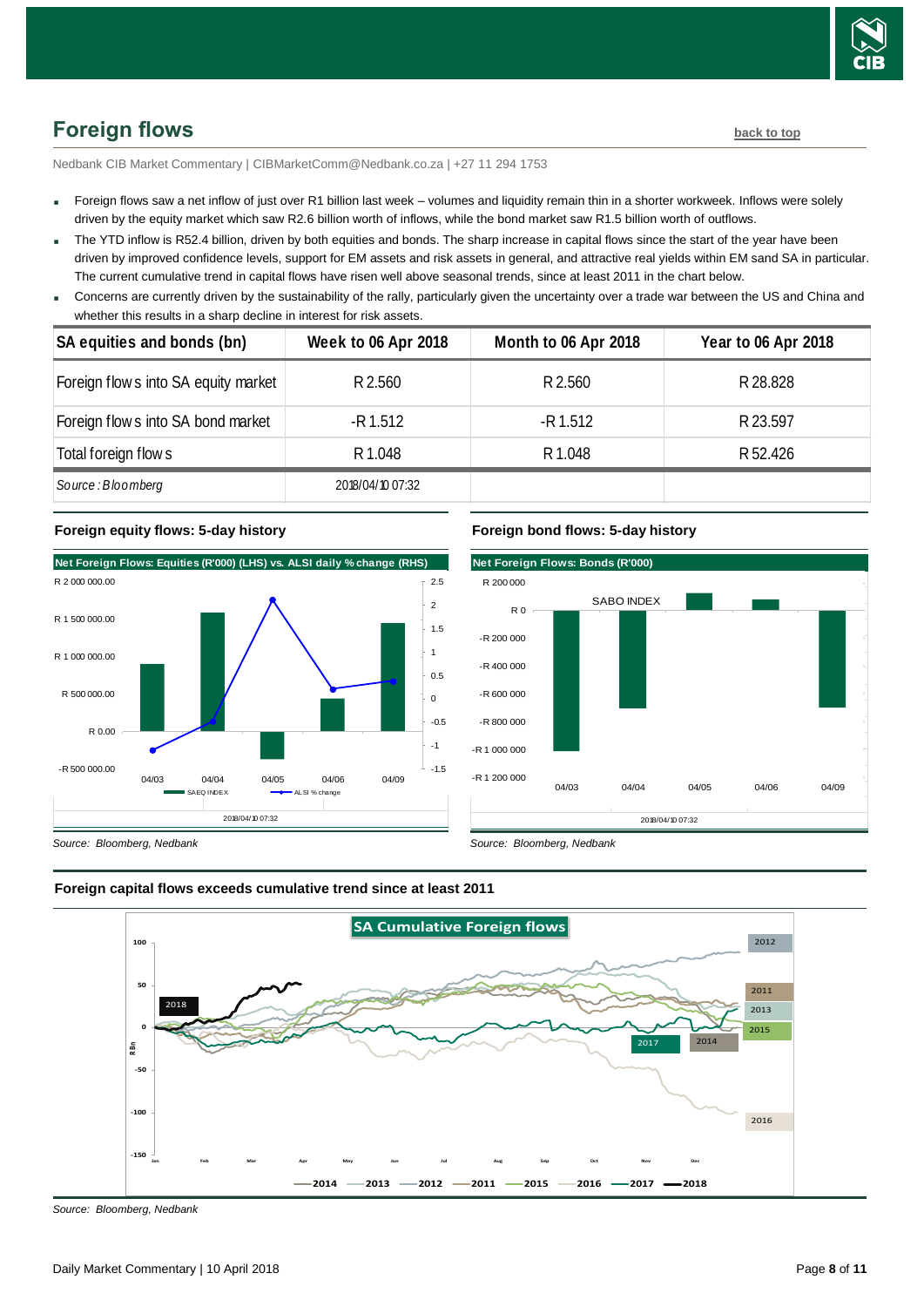## Foreign flows

back to top

Nedbank CIB Market Commentary | CIBMarketComm@Nedbank.co.za | +27 11 294 1753

- Foreign flows saw a net inflow of just over R1 billion last week – volumes and liquidity remain thin in a shorter workweek. Inflows were solely driven by the equity market which saw R2.6 billion worth of inflows, while the bond market saw R1.5 billion worth of outflows.
- The YTD inflow is R52.4 billion, driven by both equities and bonds. The sharp increase in capital flows since the start of the year have been driven by improved confidence levels, support for EM assets and risk assets in general, and attractive real yields within EM sand SA in particular. The current cumulative trend in capital flows have risen well above seasonal trends, since at least 2011 in the chart below.
- Concerns are currently driven by the sustainability of the rally, particularly given the uncertainty over a trade war between the US and China and whether this results in a sharp decline in interest for risk assets.

| SA equities and bonds (bn) | Week to 06 Apr 2018 | Month to 06 Apr 2018 | Year to 06 Apr 2018 |
|---|---|---|---|
| Foreign flows into SA equity market | R 2.560 | R 2.560 | R 28.828 |
| Foreign flows into SA bond market | -R 1.512 | -R 1.512 | R 23.597 |
| Total foreign flows | R 1.048 | R 1.048 | R 52.426 |
| *Source: Bloomberg* | 2018/04/10 07:32 | | |

**Foreign equity flows: 5-day history**

Source: Bloomberg, Nedbank

**Foreign bond flows: 5-day history**

Source: Bloomberg, Nedbank

**Foreign capital flows exceeds cumulative trend since at least 2011**

Source: Bloomberg, Nedbank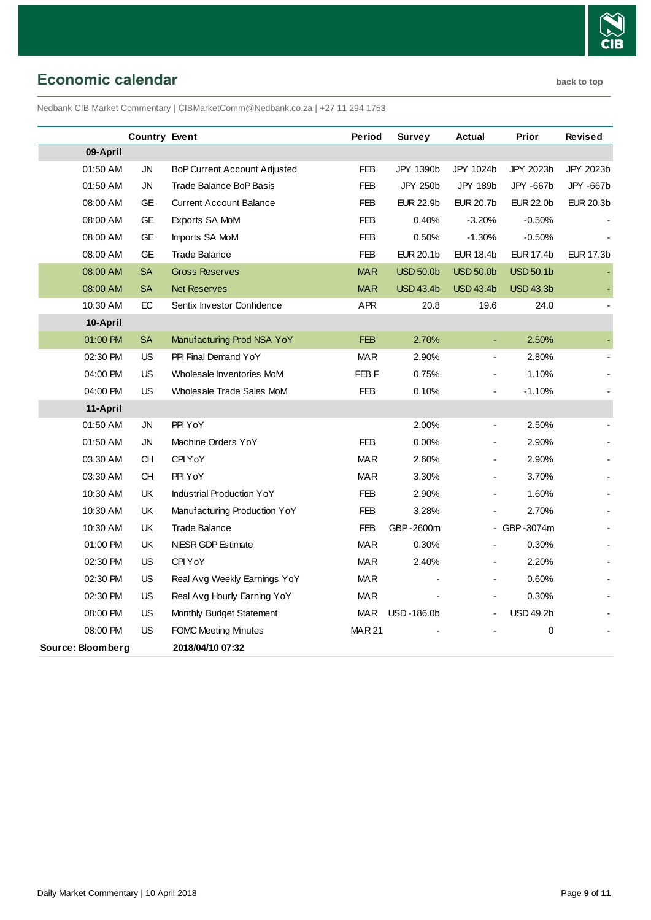## Economic calendar

back to top

Nedbank CIB Market Commentary | CIBMarketComm@Nedbank.co.za | +27 11 294 1753

| | Country | Event | Period | Survey | Actual | Prior | Revised |
|---|---|---|---|---|---|---|---|
| **09-April** | | | | | | | |
| 01:50 AM | JN | BoP Current Account Adjusted | FEB | JPY 1390b | JPY 1024b | JPY 2023b | JPY 2023b |
| 01:50 AM | JN | Trade Balance BoP Basis | FEB | JPY 250b | JPY 189b | JPY -667b | JPY -667b |
| 08:00 AM | GE | Current Account Balance | FEB | EUR 22.9b | EUR 20.7b | EUR 22.0b | EUR 20.3b |
| 08:00 AM | GE | Exports SA MoM | FEB | 0.40% | -3.20% | -0.50% | - |
| 08:00 AM | GE | Imports SA MoM | FEB | 0.50% | -1.30% | -0.50% | - |
| 08:00 AM | GE | Trade Balance | FEB | EUR 20.1b | EUR 18.4b | EUR 17.4b | EUR 17.3b |
| 08:00 AM | SA | Gross Reserves | MAR | USD 50.0b | USD 50.0b | USD 50.1b | - |
| 08:00 AM | SA | Net Reserves | MAR | USD 43.4b | USD 43.4b | USD 43.3b | - |
| 10:30 AM | EC | Sentix Investor Confidence | APR | 20.8 | 19.6 | 24.0 | - |
| **10-April** | | | | | | | |
| 01:00 PM | SA | Manufacturing Prod NSA YoY | FEB | 2.70% | - | 2.50% | - |
| 02:30 PM | US | PPI Final Demand YoY | MAR | 2.90% | - | 2.80% | - |
| 04:00 PM | US | Wholesale Inventories MoM | FEB F | 0.75% | - | 1.10% | - |
| 04:00 PM | US | Wholesale Trade Sales MoM | FEB | 0.10% | - | -1.10% | - |
| **11-April** | | | | | | | |
| 01:50 AM | JN | PPI YoY | | 2.00% | - | 2.50% | - |
| 01:50 AM | JN | Machine Orders YoY | FEB | 0.00% | - | 2.90% | - |
| 03:30 AM | CH | CPI YoY | MAR | 2.60% | - | 2.90% | - |
| 03:30 AM | CH | PPI YoY | MAR | 3.30% | - | 3.70% | - |
| 10:30 AM | UK | Industrial Production YoY | FEB | 2.90% | - | 1.60% | - |
| 10:30 AM | UK | Manufacturing Production YoY | FEB | 3.28% | - | 2.70% | - |
| 10:30 AM | UK | Trade Balance | FEB | GBP -2600m | - | GBP -3074m | - |
| 01:00 PM | UK | NIESR GDP Estimate | MAR | 0.30% | - | 0.30% | - |
| 02:30 PM | US | CPI YoY | MAR | 2.40% | - | 2.20% | - |
| 02:30 PM | US | Real Avg Weekly Earnings YoY | MAR | - | - | 0.60% | - |
| 02:30 PM | US | Real Avg Hourly Earning YoY | MAR | - | - | 0.30% | - |
| 08:00 PM | US | Monthly Budget Statement | MAR | USD -186.0b | - | USD 49.2b | - |
| 08:00 PM | US | FOMC Meeting Minutes | MAR 21 | - | - | 0 | - |
| **Source: Bloomberg** | | **2018/04/10 07:32** | | | | | |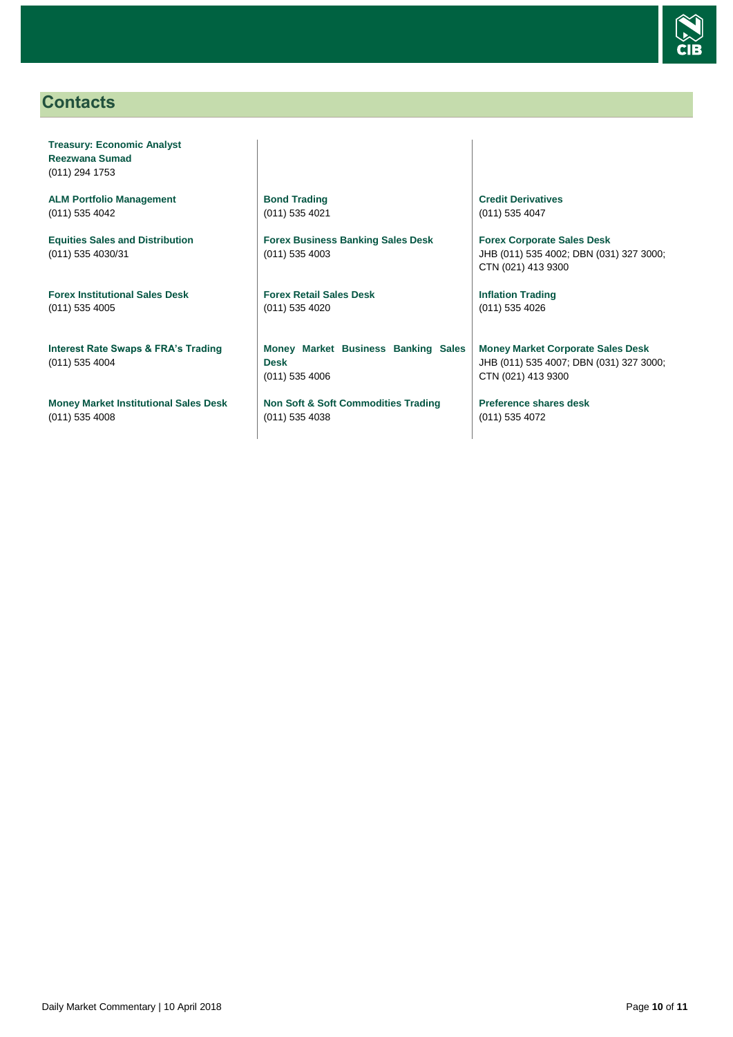## Contacts

**Treasury: Economic Analyst**
**Reezwana Sumad**
(011) 294 1753

**ALM Portfolio Management**
(011) 535 4042

**Equities Sales and Distribution**
(011) 535 4030/31

**Forex Institutional Sales Desk**
(011) 535 4005

**Interest Rate Swaps & FRA's Trading**
(011) 535 4004

**Money Market Institutional Sales Desk**
(011) 535 4008

**Bond Trading**
(011) 535 4021

**Forex Business Banking Sales Desk**
(011) 535 4003

**Forex Retail Sales Desk**
(011) 535 4020

**Money Market Business Banking Sales Desk**
(011) 535 4006

**Non Soft & Soft Commodities Trading**
(011) 535 4038

**Credit Derivatives**
(011) 535 4047

**Forex Corporate Sales Desk**
JHB (011) 535 4002; DBN (031) 327 3000; CTN (021) 413 9300

**Inflation Trading**
(011) 535 4026

**Money Market Corporate Sales Desk**
JHB (011) 535 4007; DBN (031) 327 3000; CTN (021) 413 9300

**Preference shares desk**
(011) 535 4072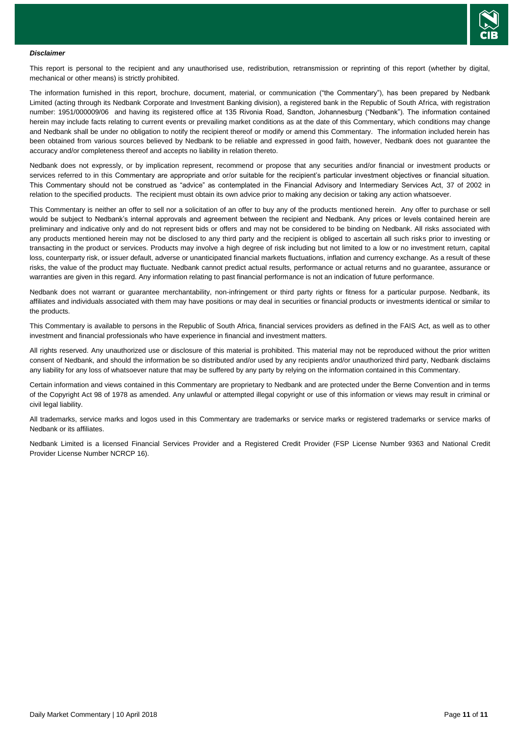***Disclaimer***

This report is personal to the recipient and any unauthorised use, redistribution, retransmission or reprinting of this report (whether by digital, mechanical or other means) is strictly prohibited.

The information furnished in this report, brochure, document, material, or communication ("the Commentary"), has been prepared by Nedbank Limited (acting through its Nedbank Corporate and Investment Banking division), a registered bank in the Republic of South Africa, with registration number: 1951/000009/06 and having its registered office at 135 Rivonia Road, Sandton, Johannesburg ("Nedbank"). The information contained herein may include facts relating to current events or prevailing market conditions as at the date of this Commentary, which conditions may change and Nedbank shall be under no obligation to notify the recipient thereof or modify or amend this Commentary. The information included herein has been obtained from various sources believed by Nedbank to be reliable and expressed in good faith, however, Nedbank does not guarantee the accuracy and/or completeness thereof and accepts no liability in relation thereto.

Nedbank does not expressly, or by implication represent, recommend or propose that any securities and/or financial or investment products or services referred to in this Commentary are appropriate and or/or suitable for the recipient's particular investment objectives or financial situation. This Commentary should not be construed as "advice" as contemplated in the Financial Advisory and Intermediary Services Act, 37 of 2002 in relation to the specified products. The recipient must obtain its own advice prior to making any decision or taking any action whatsoever.

This Commentary is neither an offer to sell nor a solicitation of an offer to buy any of the products mentioned herein. Any offer to purchase or sell would be subject to Nedbank's internal approvals and agreement between the recipient and Nedbank. Any prices or levels contained herein are preliminary and indicative only and do not represent bids or offers and may not be considered to be binding on Nedbank. All risks associated with any products mentioned herein may not be disclosed to any third party and the recipient is obliged to ascertain all such risks prior to investing or transacting in the product or services. Products may involve a high degree of risk including but not limited to a low or no investment return, capital loss, counterparty risk, or issuer default, adverse or unanticipated financial markets fluctuations, inflation and currency exchange. As a result of these risks, the value of the product may fluctuate. Nedbank cannot predict actual results, performance or actual returns and no guarantee, assurance or warranties are given in this regard. Any information relating to past financial performance is not an indication of future performance.

Nedbank does not warrant or guarantee merchantability, non-infringement or third party rights or fitness for a particular purpose. Nedbank, its affiliates and individuals associated with them may have positions or may deal in securities or financial products or investments identical or similar to the products.

This Commentary is available to persons in the Republic of South Africa, financial services providers as defined in the FAIS Act, as well as to other investment and financial professionals who have experience in financial and investment matters.

All rights reserved. Any unauthorized use or disclosure of this material is prohibited. This material may not be reproduced without the prior written consent of Nedbank, and should the information be so distributed and/or used by any recipients and/or unauthorized third party, Nedbank disclaims any liability for any loss of whatsoever nature that may be suffered by any party by relying on the information contained in this Commentary.

Certain information and views contained in this Commentary are proprietary to Nedbank and are protected under the Berne Convention and in terms of the Copyright Act 98 of 1978 as amended. Any unlawful or attempted illegal copyright or use of this information or views may result in criminal or civil legal liability.

All trademarks, service marks and logos used in this Commentary are trademarks or service marks or registered trademarks or service marks of Nedbank or its affiliates.

Nedbank Limited is a licensed Financial Services Provider and a Registered Credit Provider (FSP License Number 9363 and National Credit Provider License Number NCRCP 16).